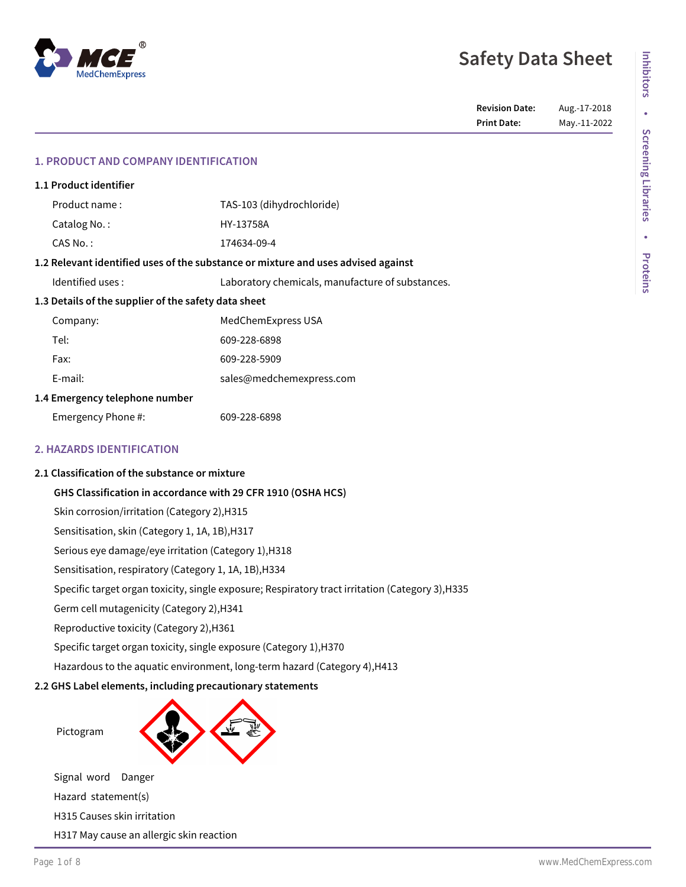# Safety Data Sheet

**Revision Date:** Aug.-17-2018
**Print Date:** May.-11-2022

## 1. PRODUCT AND COMPANY IDENTIFICATION

### 1.1 Product identifier

| | |
|---|---|
| Product name : | TAS-103 (dihydrochloride) |
| Catalog No. : | HY-13758A |
| CAS No. : | 174634-09-4 |

### 1.2 Relevant identified uses of the substance or mixture and uses advised against

| | |
|---|---|
| Identified uses : | Laboratory chemicals, manufacture of substances. |

### 1.3 Details of the supplier of the safety data sheet

| | |
|---|---|
| Company: | MedChemExpress USA |
| Tel: | 609-228-6898 |
| Fax: | 609-228-5909 |
| E-mail: | sales@medchemexpress.com |

### 1.4 Emergency telephone number

| | |
|---|---|
| Emergency Phone #: | 609-228-6898 |

## 2. HAZARDS IDENTIFICATION

### 2.1 Classification of the substance or mixture

**GHS Classification in accordance with 29 CFR 1910 (OSHA HCS)**

Skin corrosion/irritation (Category 2),H315

Sensitisation, skin (Category 1, 1A, 1B),H317

Serious eye damage/eye irritation (Category 1),H318

Sensitisation, respiratory (Category 1, 1A, 1B),H334

Specific target organ toxicity, single exposure; Respiratory tract irritation (Category 3),H335

Germ cell mutagenicity (Category 2),H341

Reproductive toxicity (Category 2),H361

Specific target organ toxicity, single exposure (Category 1),H370

Hazardous to the aquatic environment, long-term hazard (Category 4),H413

### 2.2 GHS Label elements, including precautionary statements

Pictogram

Signal word Danger

Hazard statement(s)

H315 Causes skin irritation

H317 May cause an allergic skin reaction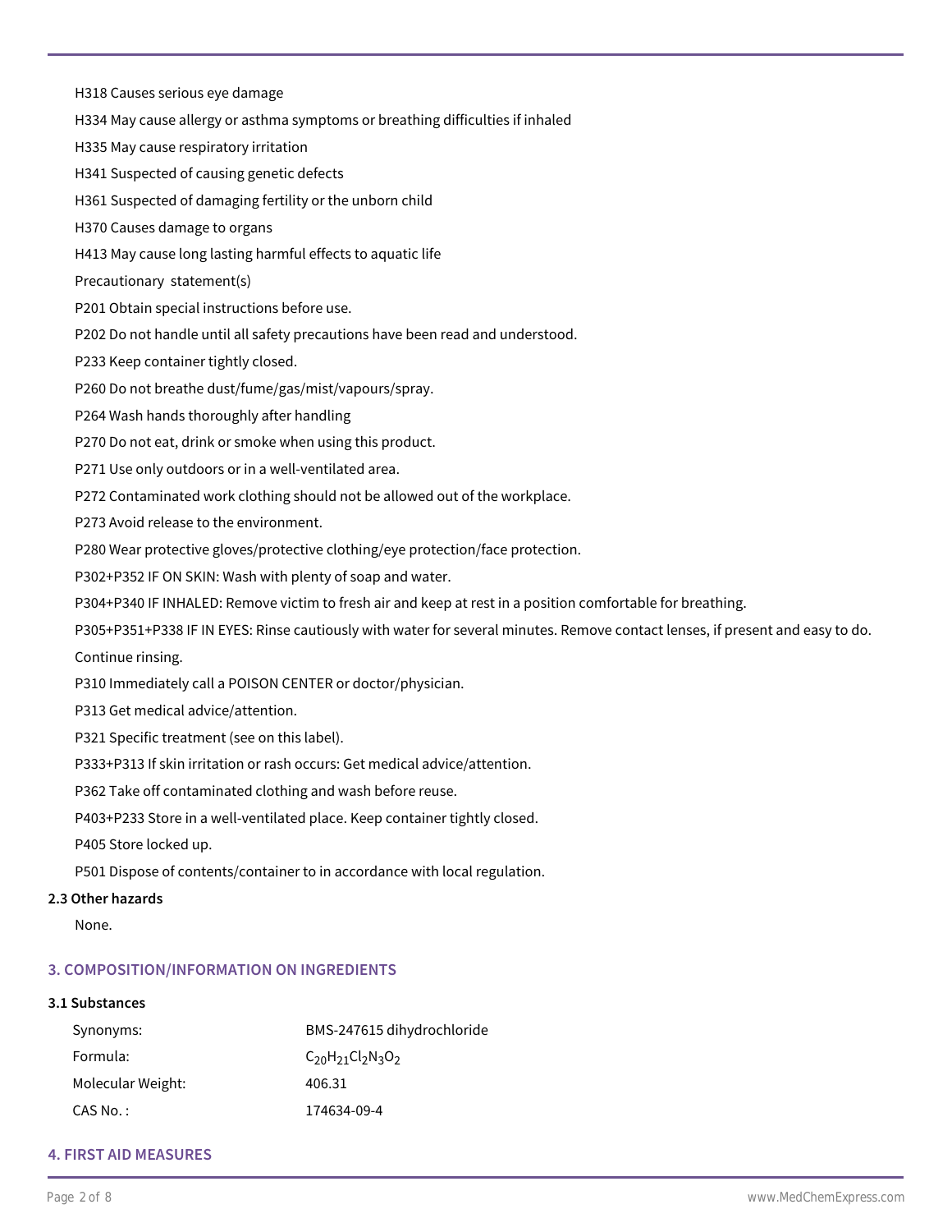H318 Causes serious eye damage

H334 May cause allergy or asthma symptoms or breathing difficulties if inhaled

H335 May cause respiratory irritation

H341 Suspected of causing genetic defects

H361 Suspected of damaging fertility or the unborn child

H370 Causes damage to organs

H413 May cause long lasting harmful effects to aquatic life

Precautionary statement(s)

P201 Obtain special instructions before use.

P202 Do not handle until all safety precautions have been read and understood.

P233 Keep container tightly closed.

P260 Do not breathe dust/fume/gas/mist/vapours/spray.

P264 Wash hands thoroughly after handling

P270 Do not eat, drink or smoke when using this product.

P271 Use only outdoors or in a well-ventilated area.

P272 Contaminated work clothing should not be allowed out of the workplace.

P273 Avoid release to the environment.

P280 Wear protective gloves/protective clothing/eye protection/face protection.

P302+P352 IF ON SKIN: Wash with plenty of soap and water.

P304+P340 IF INHALED: Remove victim to fresh air and keep at rest in a position comfortable for breathing.

P305+P351+P338 IF IN EYES: Rinse cautiously with water for several minutes. Remove contact lenses, if present and easy to do. Continue rinsing.

P310 Immediately call a POISON CENTER or doctor/physician.

P313 Get medical advice/attention.

P321 Specific treatment (see on this label).

P333+P313 If skin irritation or rash occurs: Get medical advice/attention.

P362 Take off contaminated clothing and wash before reuse.

P403+P233 Store in a well-ventilated place. Keep container tightly closed.

P405 Store locked up.

P501 Dispose of contents/container to in accordance with local regulation.

**2.3 Other hazards**

None.

## 3. COMPOSITION/INFORMATION ON INGREDIENTS

**3.1 Substances**

| | |
|---|---|
| Synonyms: | BMS-247615 dihydrochloride |
| Formula: | $C_{20}H_{21}Cl_2N_3O_2$ |
| Molecular Weight: | 406.31 |
| CAS No. : | 174634-09-4 |

## 4. FIRST AID MEASURES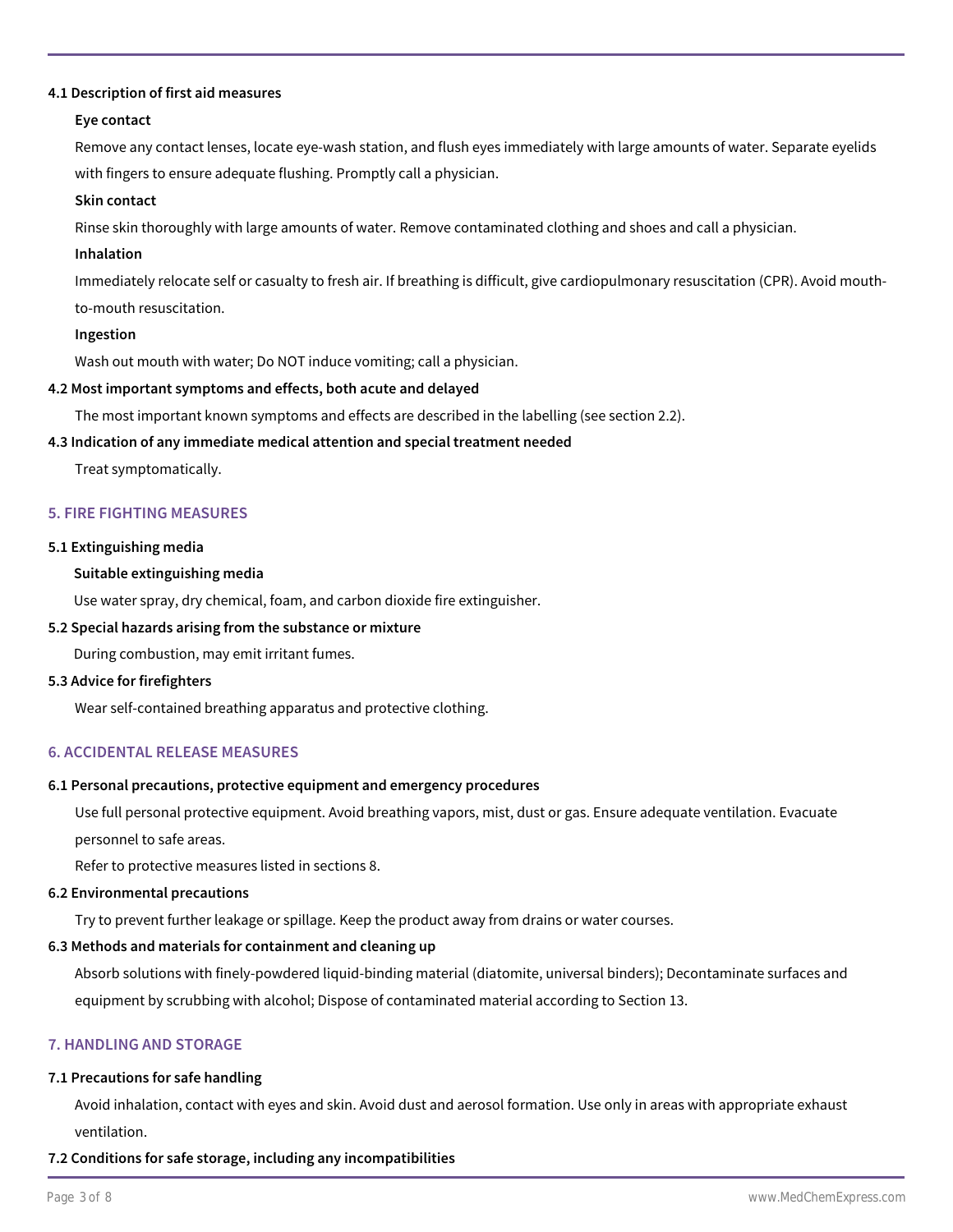### 4.1 Description of first aid measures

**Eye contact**

Remove any contact lenses, locate eye-wash station, and flush eyes immediately with large amounts of water. Separate eyelids with fingers to ensure adequate flushing. Promptly call a physician.

**Skin contact**

Rinse skin thoroughly with large amounts of water. Remove contaminated clothing and shoes and call a physician.

**Inhalation**

Immediately relocate self or casualty to fresh air. If breathing is difficult, give cardiopulmonary resuscitation (CPR). Avoid mouth-to-mouth resuscitation.

**Ingestion**

Wash out mouth with water; Do NOT induce vomiting; call a physician.

### 4.2 Most important symptoms and effects, both acute and delayed

The most important known symptoms and effects are described in the labelling (see section 2.2).

### 4.3 Indication of any immediate medical attention and special treatment needed

Treat symptomatically.

## 5. FIRE FIGHTING MEASURES

### 5.1 Extinguishing media

**Suitable extinguishing media**

Use water spray, dry chemical, foam, and carbon dioxide fire extinguisher.

### 5.2 Special hazards arising from the substance or mixture

During combustion, may emit irritant fumes.

### 5.3 Advice for firefighters

Wear self-contained breathing apparatus and protective clothing.

## 6. ACCIDENTAL RELEASE MEASURES

### 6.1 Personal precautions, protective equipment and emergency procedures

Use full personal protective equipment. Avoid breathing vapors, mist, dust or gas. Ensure adequate ventilation. Evacuate personnel to safe areas.

Refer to protective measures listed in sections 8.

### 6.2 Environmental precautions

Try to prevent further leakage or spillage. Keep the product away from drains or water courses.

### 6.3 Methods and materials for containment and cleaning up

Absorb solutions with finely-powdered liquid-binding material (diatomite, universal binders); Decontaminate surfaces and equipment by scrubbing with alcohol; Dispose of contaminated material according to Section 13.

## 7. HANDLING AND STORAGE

### 7.1 Precautions for safe handling

Avoid inhalation, contact with eyes and skin. Avoid dust and aerosol formation. Use only in areas with appropriate exhaust ventilation.

### 7.2 Conditions for safe storage, including any incompatibilities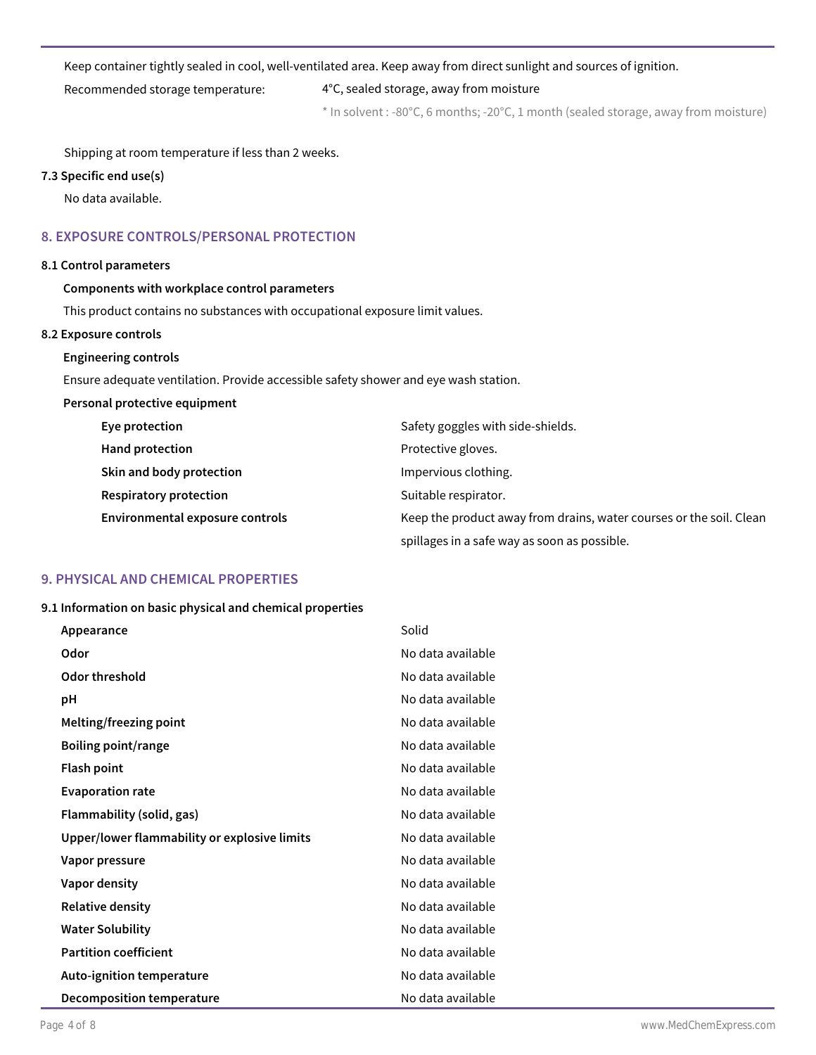Keep container tightly sealed in cool, well-ventilated area. Keep away from direct sunlight and sources of ignition.

Recommended storage temperature: 4°C, sealed storage, away from moisture

* In solvent : -80°C, 6 months; -20°C, 1 month (sealed storage, away from moisture)

Shipping at room temperature if less than 2 weeks.

**7.3 Specific end use(s)**

No data available.

## 8. EXPOSURE CONTROLS/PERSONAL PROTECTION

**8.1 Control parameters**

**Components with workplace control parameters**

This product contains no substances with occupational exposure limit values.

**8.2 Exposure controls**

**Engineering controls**

Ensure adequate ventilation. Provide accessible safety shower and eye wash station.

**Personal protective equipment**

| | |
|---|---|
| **Eye protection** | Safety goggles with side-shields. |
| **Hand protection** | Protective gloves. |
| **Skin and body protection** | Impervious clothing. |
| **Respiratory protection** | Suitable respirator. |
| **Environmental exposure controls** | Keep the product away from drains, water courses or the soil. Clean spillages in a safe way as soon as possible. |

## 9. PHYSICAL AND CHEMICAL PROPERTIES

**9.1 Information on basic physical and chemical properties**

| | |
|---|---|
| **Appearance** | Solid |
| **Odor** | No data available |
| **Odor threshold** | No data available |
| **pH** | No data available |
| **Melting/freezing point** | No data available |
| **Boiling point/range** | No data available |
| **Flash point** | No data available |
| **Evaporation rate** | No data available |
| **Flammability (solid, gas)** | No data available |
| **Upper/lower flammability or explosive limits** | No data available |
| **Vapor pressure** | No data available |
| **Vapor density** | No data available |
| **Relative density** | No data available |
| **Water Solubility** | No data available |
| **Partition coefficient** | No data available |
| **Auto-ignition temperature** | No data available |
| **Decomposition temperature** | No data available |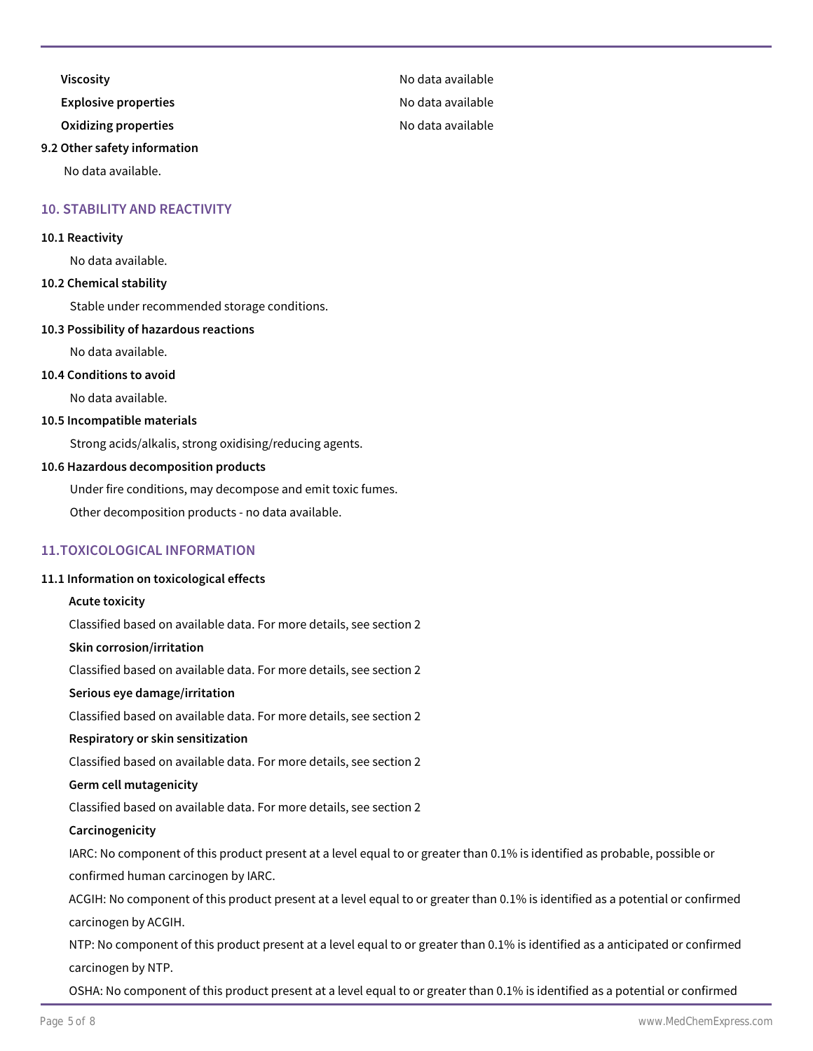| | |
|---|---|
| **Viscosity** | No data available |
| **Explosive properties** | No data available |
| **Oxidizing properties** | No data available |

**9.2 Other safety information**

No data available.

## 10. STABILITY AND REACTIVITY

**10.1 Reactivity**

No data available.

**10.2 Chemical stability**

Stable under recommended storage conditions.

**10.3 Possibility of hazardous reactions**

No data available.

**10.4 Conditions to avoid**

No data available.

**10.5 Incompatible materials**

Strong acids/alkalis, strong oxidising/reducing agents.

**10.6 Hazardous decomposition products**

Under fire conditions, may decompose and emit toxic fumes.

Other decomposition products - no data available.

## 11.TOXICOLOGICAL INFORMATION

**11.1 Information on toxicological effects**

**Acute toxicity**

Classified based on available data. For more details, see section 2

**Skin corrosion/irritation**

Classified based on available data. For more details, see section 2

**Serious eye damage/irritation**

Classified based on available data. For more details, see section 2

**Respiratory or skin sensitization**

Classified based on available data. For more details, see section 2

**Germ cell mutagenicity**

Classified based on available data. For more details, see section 2

**Carcinogenicity**

IARC: No component of this product present at a level equal to or greater than 0.1% is identified as probable, possible or confirmed human carcinogen by IARC.

ACGIH: No component of this product present at a level equal to or greater than 0.1% is identified as a potential or confirmed carcinogen by ACGIH.

NTP: No component of this product present at a level equal to or greater than 0.1% is identified as a anticipated or confirmed carcinogen by NTP.

OSHA: No component of this product present at a level equal to or greater than 0.1% is identified as a potential or confirmed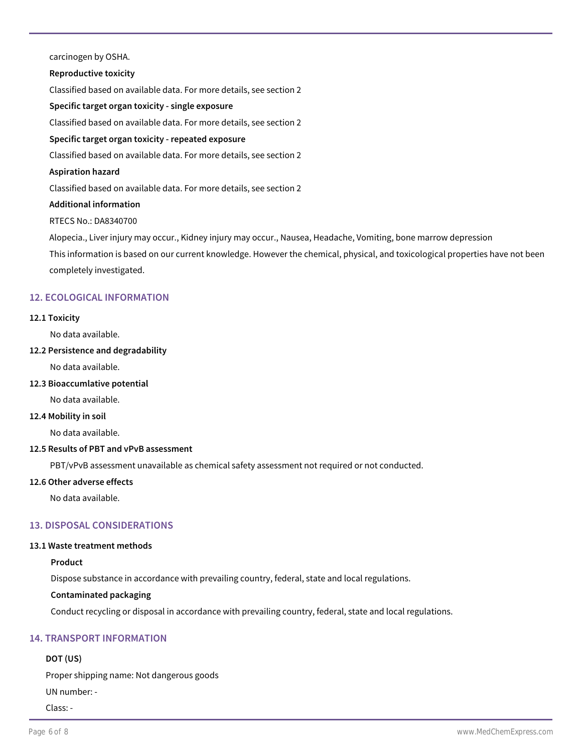carcinogen by OSHA.

**Reproductive toxicity**

Classified based on available data. For more details, see section 2

**Specific target organ toxicity - single exposure**

Classified based on available data. For more details, see section 2

**Specific target organ toxicity - repeated exposure**

Classified based on available data. For more details, see section 2

**Aspiration hazard**

Classified based on available data. For more details, see section 2

**Additional information**

RTECS No.: DA8340700

Alopecia., Liver injury may occur., Kidney injury may occur., Nausea, Headache, Vomiting, bone marrow depression

This information is based on our current knowledge. However the chemical, physical, and toxicological properties have not been completely investigated.

## 12. ECOLOGICAL INFORMATION

**12.1 Toxicity**

No data available.

**12.2 Persistence and degradability**

No data available.

**12.3 Bioaccumlative potential**

No data available.

**12.4 Mobility in soil**

No data available.

**12.5 Results of PBT and vPvB assessment**

PBT/vPvB assessment unavailable as chemical safety assessment not required or not conducted.

**12.6 Other adverse effects**

No data available.

## 13. DISPOSAL CONSIDERATIONS

**13.1 Waste treatment methods**

**Product**

Dispose substance in accordance with prevailing country, federal, state and local regulations.

**Contaminated packaging**

Conduct recycling or disposal in accordance with prevailing country, federal, state and local regulations.

## 14. TRANSPORT INFORMATION

**DOT (US)**

Proper shipping name: Not dangerous goods

UN number: -

Class: -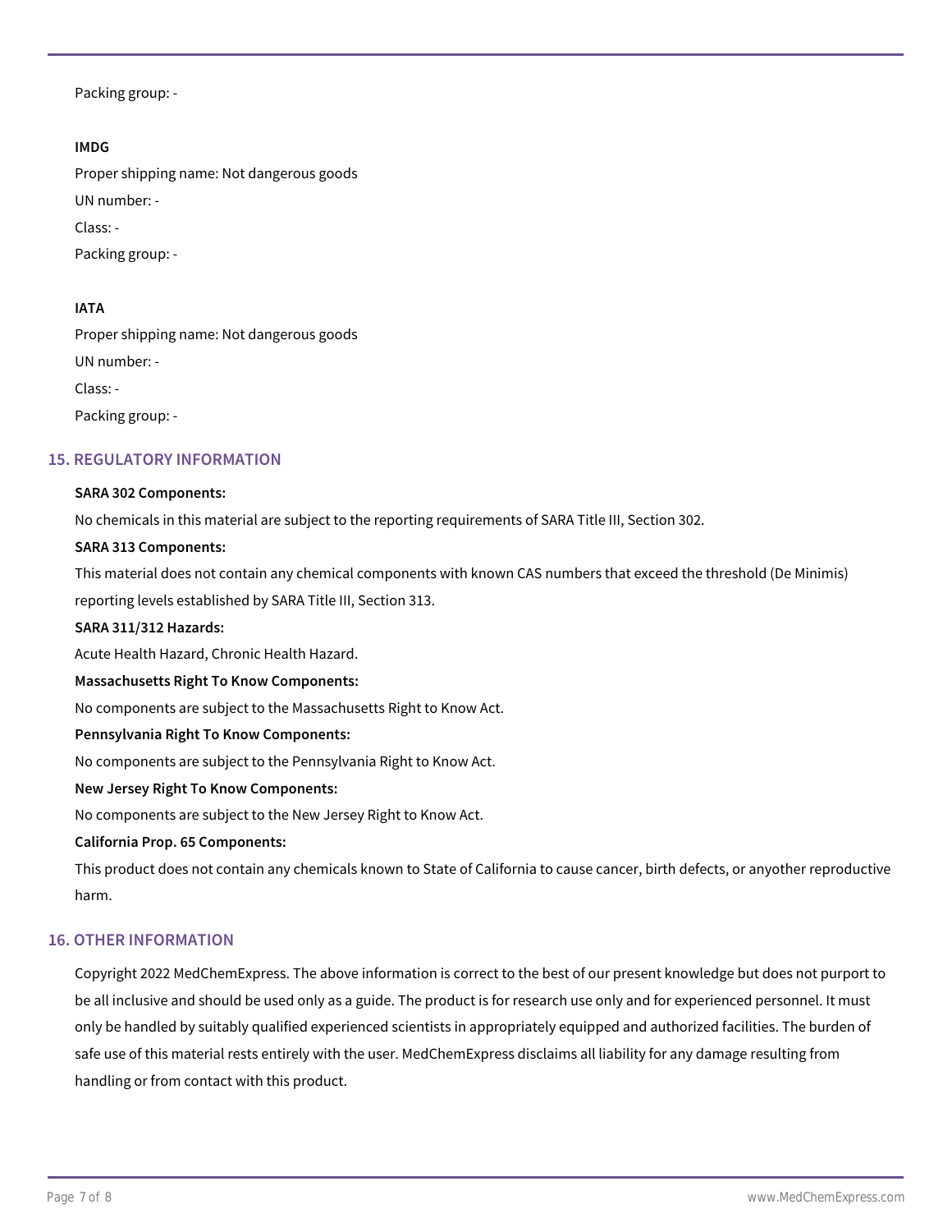Packing group: -

**IMDG**

Proper shipping name: Not dangerous goods

UN number: -

Class: -

Packing group: -

**IATA**

Proper shipping name: Not dangerous goods

UN number: -

Class: -

Packing group: -

## 15. REGULATORY INFORMATION

**SARA 302 Components:**

No chemicals in this material are subject to the reporting requirements of SARA Title III, Section 302.

**SARA 313 Components:**

This material does not contain any chemical components with known CAS numbers that exceed the threshold (De Minimis) reporting levels established by SARA Title III, Section 313.

**SARA 311/312 Hazards:**

Acute Health Hazard, Chronic Health Hazard.

**Massachusetts Right To Know Components:**

No components are subject to the Massachusetts Right to Know Act.

**Pennsylvania Right To Know Components:**

No components are subject to the Pennsylvania Right to Know Act.

**New Jersey Right To Know Components:**

No components are subject to the New Jersey Right to Know Act.

**California Prop. 65 Components:**

This product does not contain any chemicals known to State of California to cause cancer, birth defects, or anyother reproductive harm.

## 16. OTHER INFORMATION

Copyright 2022 MedChemExpress. The above information is correct to the best of our present knowledge but does not purport to be all inclusive and should be used only as a guide. The product is for research use only and for experienced personnel. It must only be handled by suitably qualified experienced scientists in appropriately equipped and authorized facilities. The burden of safe use of this material rests entirely with the user. MedChemExpress disclaims all liability for any damage resulting from handling or from contact with this product.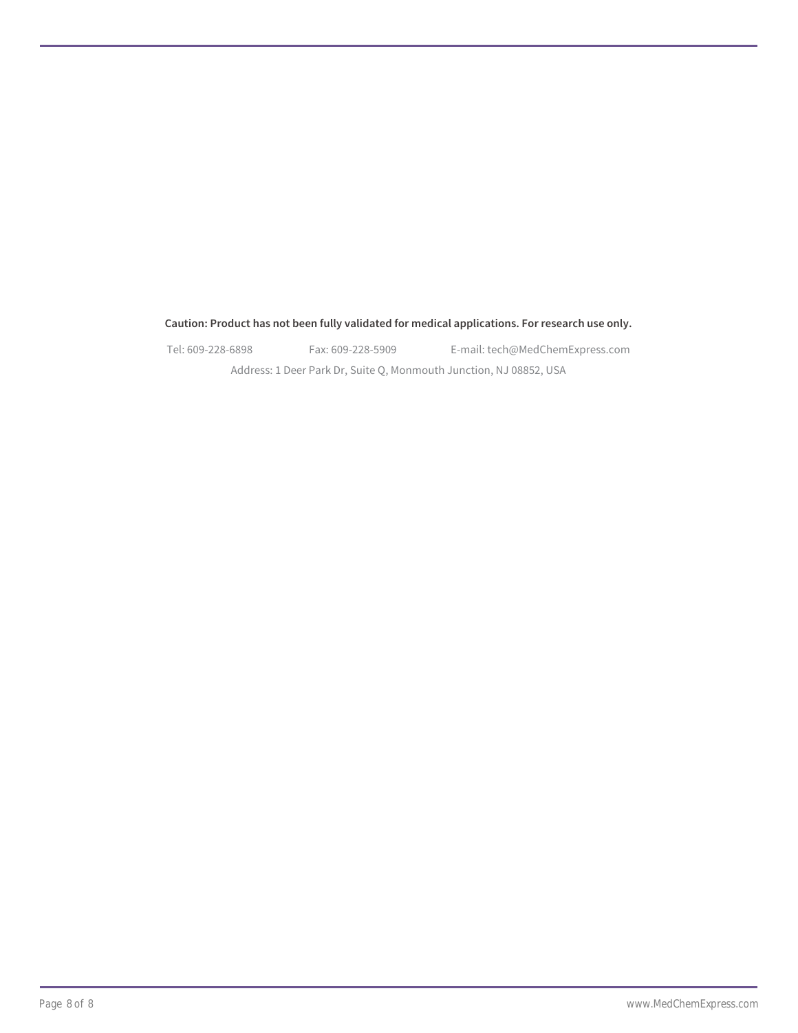**Caution: Product has not been fully validated for medical applications. For research use only.**

Tel: 609-228-6898 Fax: 609-228-5909 E-mail: tech@MedChemExpress.com

Address: 1 Deer Park Dr, Suite Q, Monmouth Junction, NJ 08852, USA